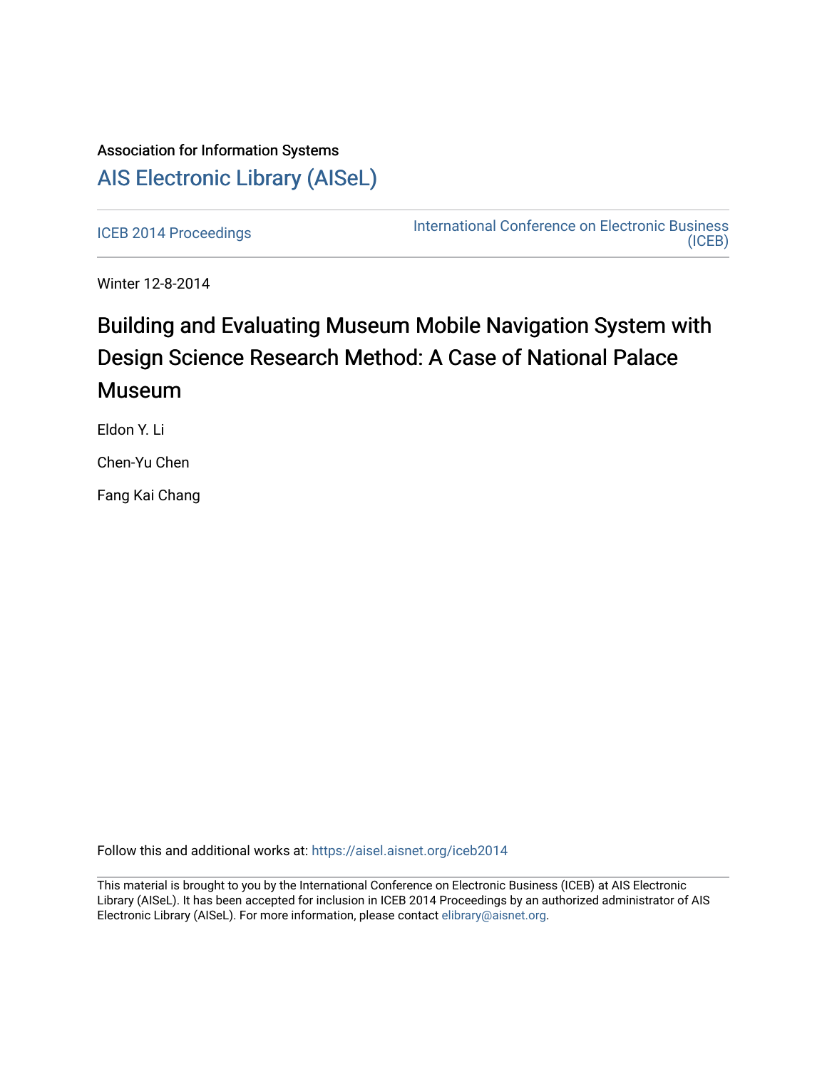Association for Information Systems

# AIS Electronic Library (AISeL)

ICEB 2014 Proceedings

International Conference on Electronic Business (ICEB)

Winter 12-8-2014

## Building and Evaluating Museum Mobile Navigation System with Design Science Research Method: A Case of National Palace Museum

Eldon Y. Li

Chen-Yu Chen

Fang Kai Chang

Follow this and additional works at: https://aisel.aisnet.org/iceb2014

This material is brought to you by the International Conference on Electronic Business (ICEB) at AIS Electronic Library (AISeL). It has been accepted for inclusion in ICEB 2014 Proceedings by an authorized administrator of AIS Electronic Library (AISeL). For more information, please contact elibrary@aisnet.org.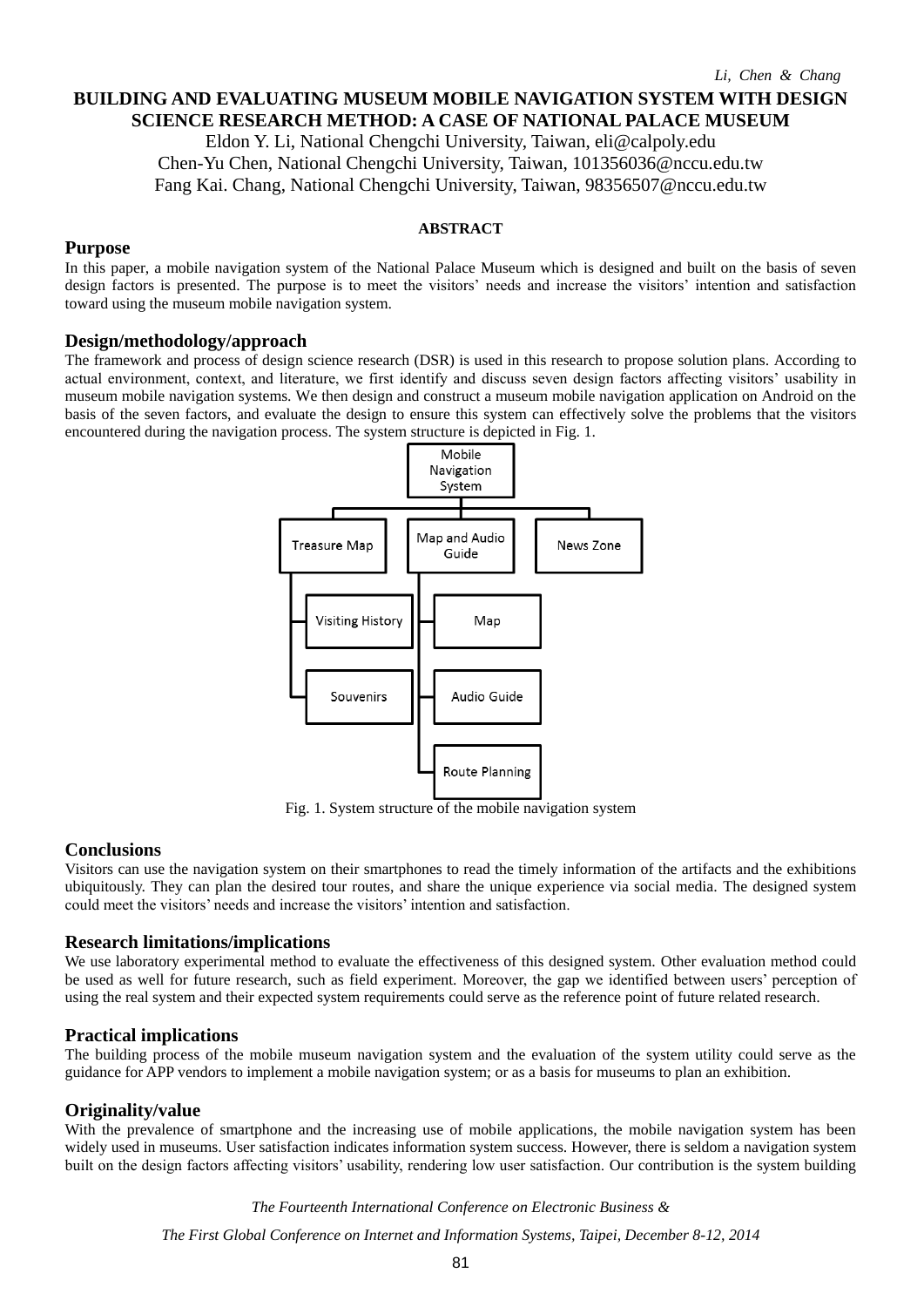# BUILDING AND EVALUATING MUSEUM MOBILE NAVIGATION SYSTEM WITH DESIGN SCIENCE RESEARCH METHOD: A CASE OF NATIONAL PALACE MUSEUM

Eldon Y. Li, National Chengchi University, Taiwan, eli@calpoly.edu
Chen-Yu Chen, National Chengchi University, Taiwan, 101356036@nccu.edu.tw
Fang Kai. Chang, National Chengchi University, Taiwan, 98356507@nccu.edu.tw

**ABSTRACT**

## Purpose

In this paper, a mobile navigation system of the National Palace Museum which is designed and built on the basis of seven design factors is presented. The purpose is to meet the visitors' needs and increase the visitors' intention and satisfaction toward using the museum mobile navigation system.

## Design/methodology/approach

The framework and process of design science research (DSR) is used in this research to propose solution plans. According to actual environment, context, and literature, we first identify and discuss seven design factors affecting visitors' usability in museum mobile navigation systems. We then design and construct a museum mobile navigation application on Android on the basis of the seven factors, and evaluate the design to ensure this system can effectively solve the problems that the visitors encountered during the navigation process. The system structure is depicted in Fig. 1.

- Mobile Navigation System
  - Treasure Map
    - Visiting History
    - Souvenirs
  - Map and Audio Guide
    - Map
    - Audio Guide
    - Route Planning
  - News Zone

Fig. 1. System structure of the mobile navigation system

## Conclusions

Visitors can use the navigation system on their smartphones to read the timely information of the artifacts and the exhibitions ubiquitously. They can plan the desired tour routes, and share the unique experience via social media. The designed system could meet the visitors' needs and increase the visitors' intention and satisfaction.

## Research limitations/implications

We use laboratory experimental method to evaluate the effectiveness of this designed system. Other evaluation method could be used as well for future research, such as field experiment. Moreover, the gap we identified between users' perception of using the real system and their expected system requirements could serve as the reference point of future related research.

## Practical implications

The building process of the mobile museum navigation system and the evaluation of the system utility could serve as the guidance for APP vendors to implement a mobile navigation system; or as a basis for museums to plan an exhibition.

## Originality/value

With the prevalence of smartphone and the increasing use of mobile applications, the mobile navigation system has been widely used in museums. User satisfaction indicates information system success. However, there is seldom a navigation system built on the design factors affecting visitors' usability, rendering low user satisfaction. Our contribution is the system building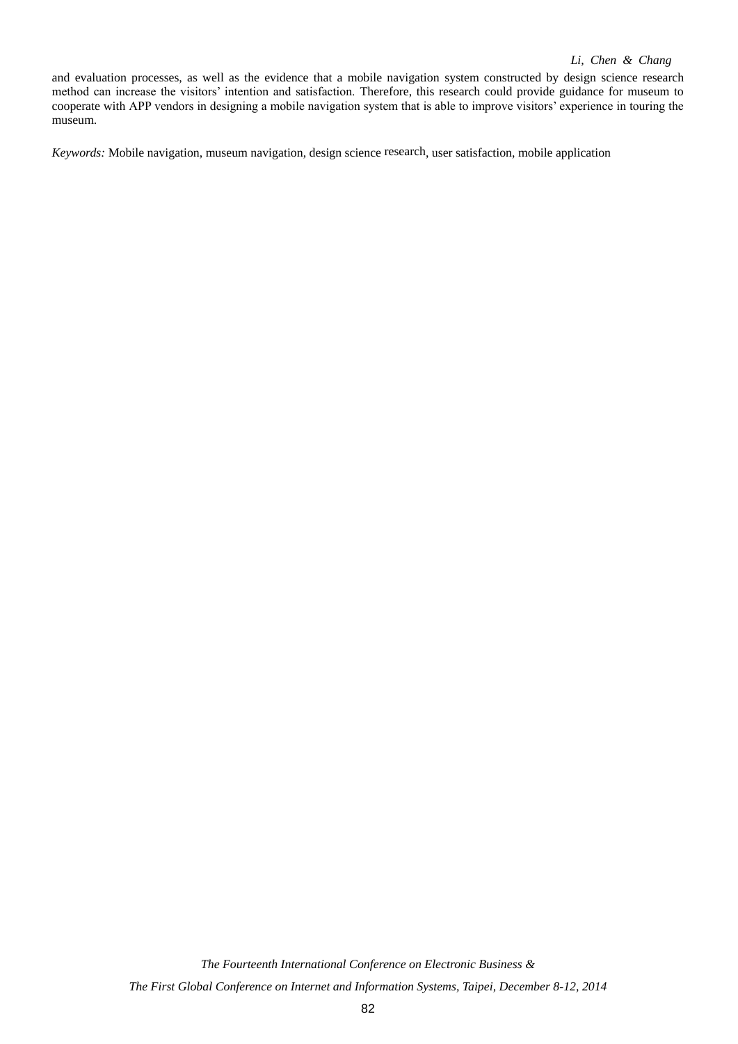and evaluation processes, as well as the evidence that a mobile navigation system constructed by design science research method can increase the visitors' intention and satisfaction. Therefore, this research could provide guidance for museum to cooperate with APP vendors in designing a mobile navigation system that is able to improve visitors' experience in touring the museum.

*Keywords:* Mobile navigation, museum navigation, design science research, user satisfaction, mobile application